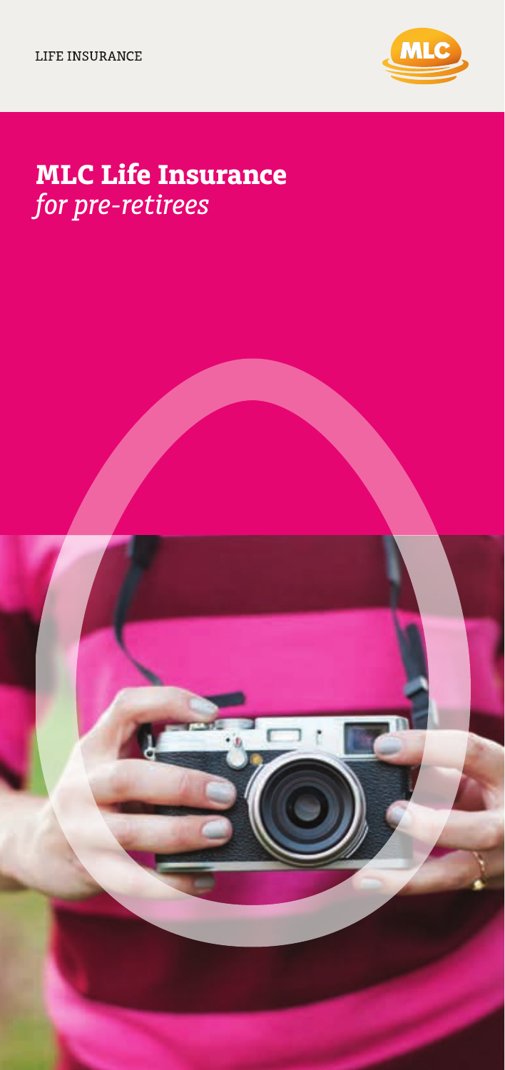LIFE INSURANCE

MLC

# MLC Life Insurance
*for pre-retirees*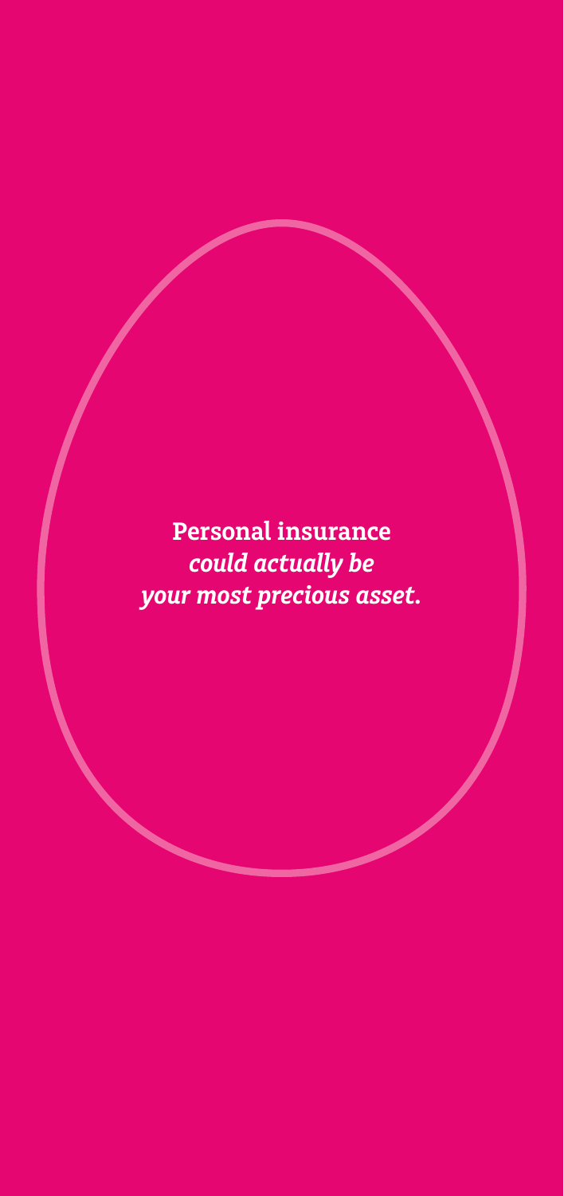**Personal insurance**
***could actually be your most precious asset.***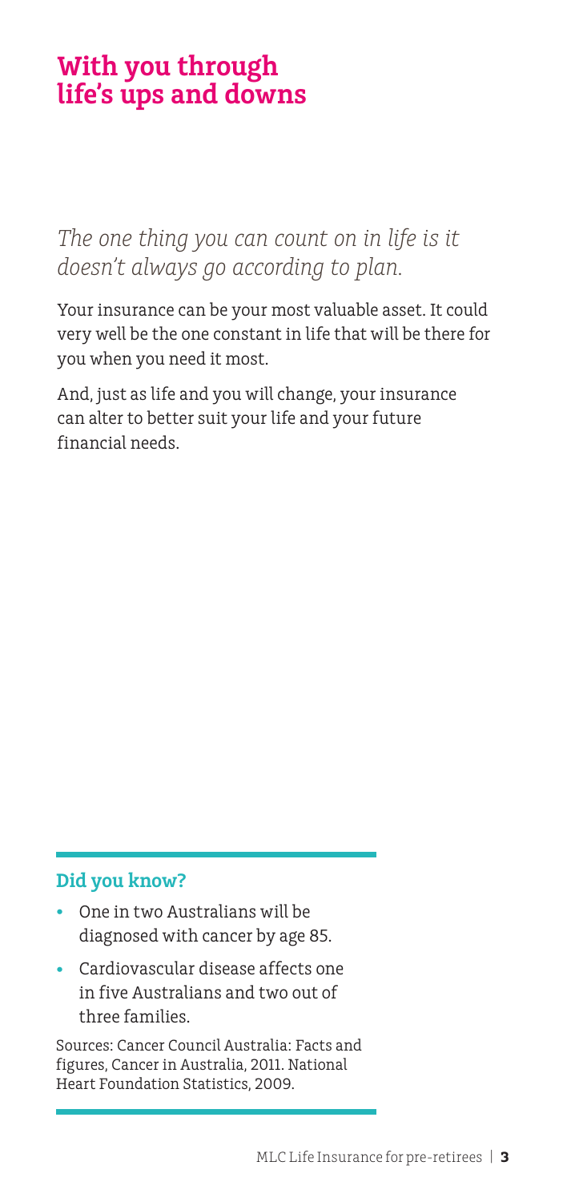# With you through life's ups and downs

*The one thing you can count on in life is it doesn't always go according to plan.*

Your insurance can be your most valuable asset. It could very well be the one constant in life that will be there for you when you need it most.

And, just as life and you will change, your insurance can alter to better suit your life and your future financial needs.

## Did you know?

- One in two Australians will be diagnosed with cancer by age 85.
- Cardiovascular disease affects one in five Australians and two out of three families.

Sources: Cancer Council Australia: Facts and figures, Cancer in Australia, 2011. National Heart Foundation Statistics, 2009.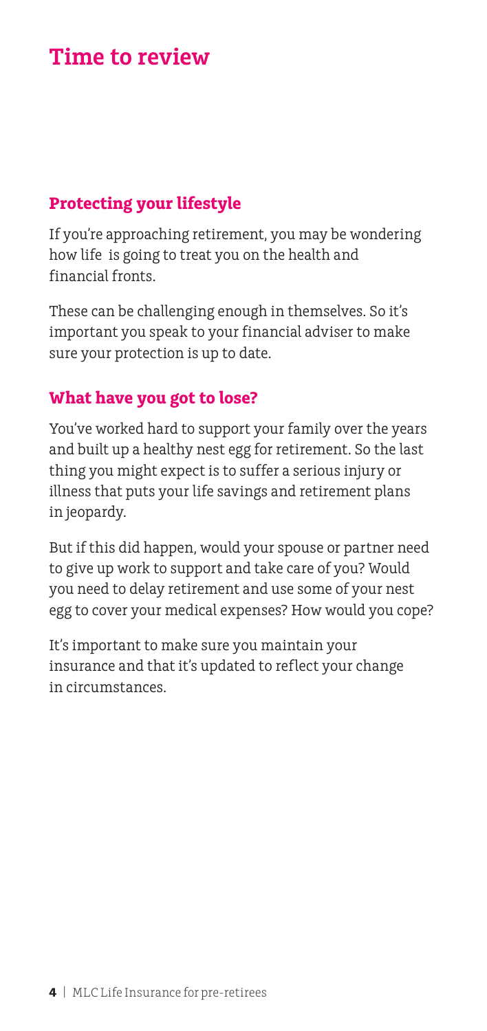# Time to review

## Protecting your lifestyle

If you're approaching retirement, you may be wondering how life is going to treat you on the health and financial fronts.

These can be challenging enough in themselves. So it's important you speak to your financial adviser to make sure your protection is up to date.

## What have you got to lose?

You've worked hard to support your family over the years and built up a healthy nest egg for retirement. So the last thing you might expect is to suffer a serious injury or illness that puts your life savings and retirement plans in jeopardy.

But if this did happen, would your spouse or partner need to give up work to support and take care of you? Would you need to delay retirement and use some of your nest egg to cover your medical expenses? How would you cope?

It's important to make sure you maintain your insurance and that it's updated to reflect your change in circumstances.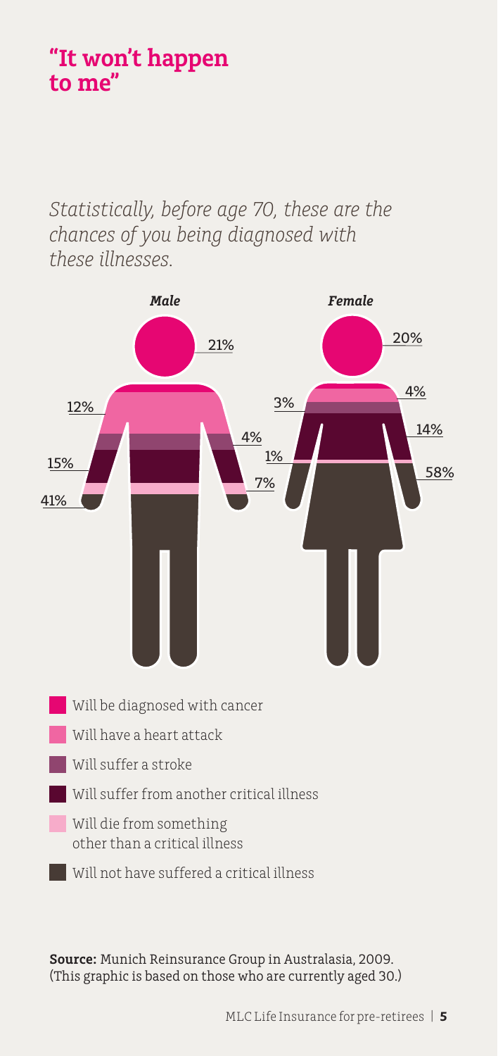# "It won't happen to me"

*Statistically, before age 70, these are the chances of you being diagnosed with these illnesses.*

| | Male | Female |
|---|---|---|
| Will be diagnosed with cancer | 21% | 20% |
| Will have a heart attack | 12% | 4% |
| Will suffer a stroke | 4% | 3% |
| Will suffer from another critical illness | 15% | 14% |
| Will die from something other than a critical illness | 7% | 1% |
| Will not have suffered a critical illness | 41% | 58% |

**Source:** Munich Reinsurance Group in Australasia, 2009. (This graphic is based on those who are currently aged 30.)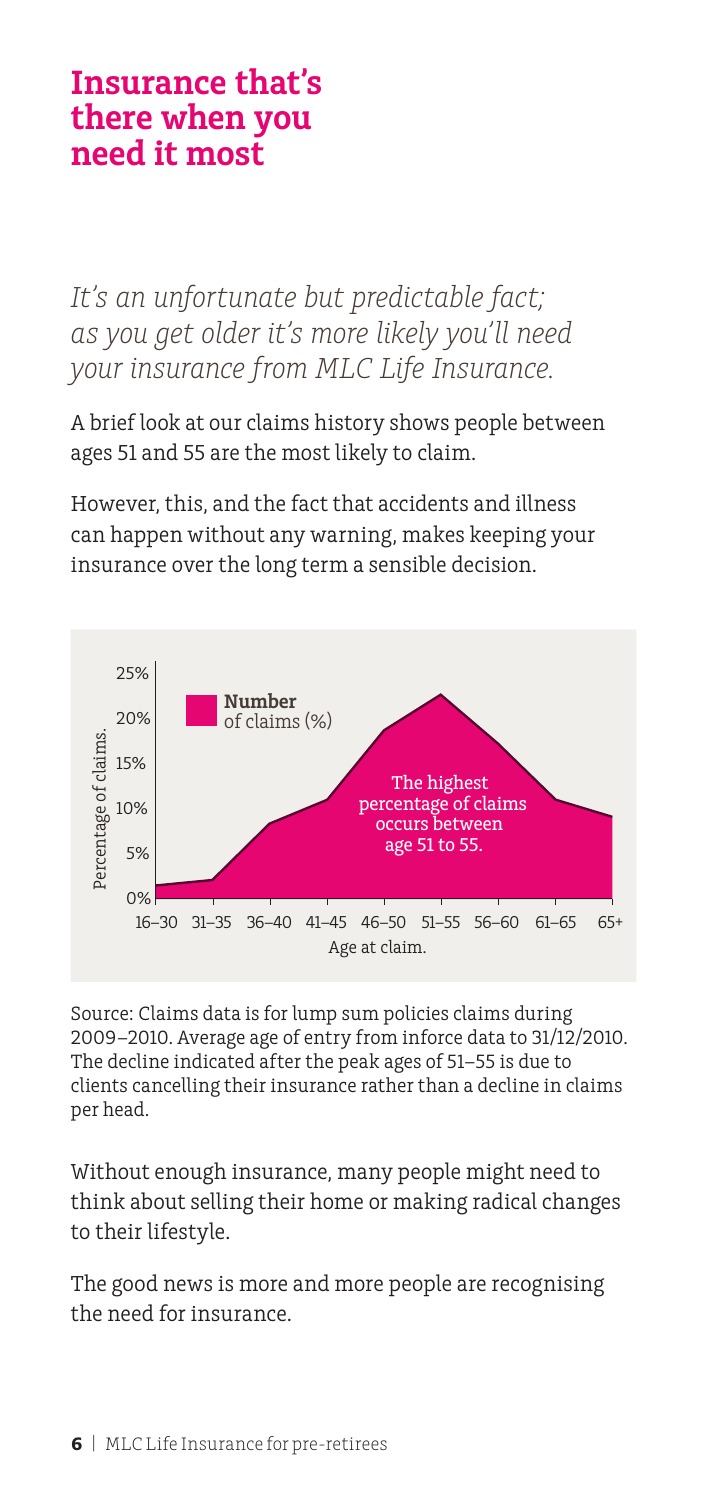# Insurance that's there when you need it most

*It's an unfortunate but predictable fact; as you get older it's more likely you'll need your insurance from MLC Life Insurance.*

A brief look at our claims history shows people between ages 51 and 55 are the most likely to claim.

However, this, and the fact that accidents and illness can happen without any warning, makes keeping your insurance over the long term a sensible decision.

**Number** of claims (%)

Percentage of claims.

The highest percentage of claims occurs between age 51 to 55.

Age at claim.

| Age at claim | 16–30 | 31–35 | 36–40 | 41–45 | 46–50 | 51–55 | 56–60 | 61–65 | 65+ |
|---|---|---|---|---|---|---|---|---|---|

Source: Claims data is for lump sum policies claims during 2009–2010. Average age of entry from inforce data to 31/12/2010. The decline indicated after the peak ages of 51–55 is due to clients cancelling their insurance rather than a decline in claims per head.

Without enough insurance, many people might need to think about selling their home or making radical changes to their lifestyle.

The good news is more and more people are recognising the need for insurance.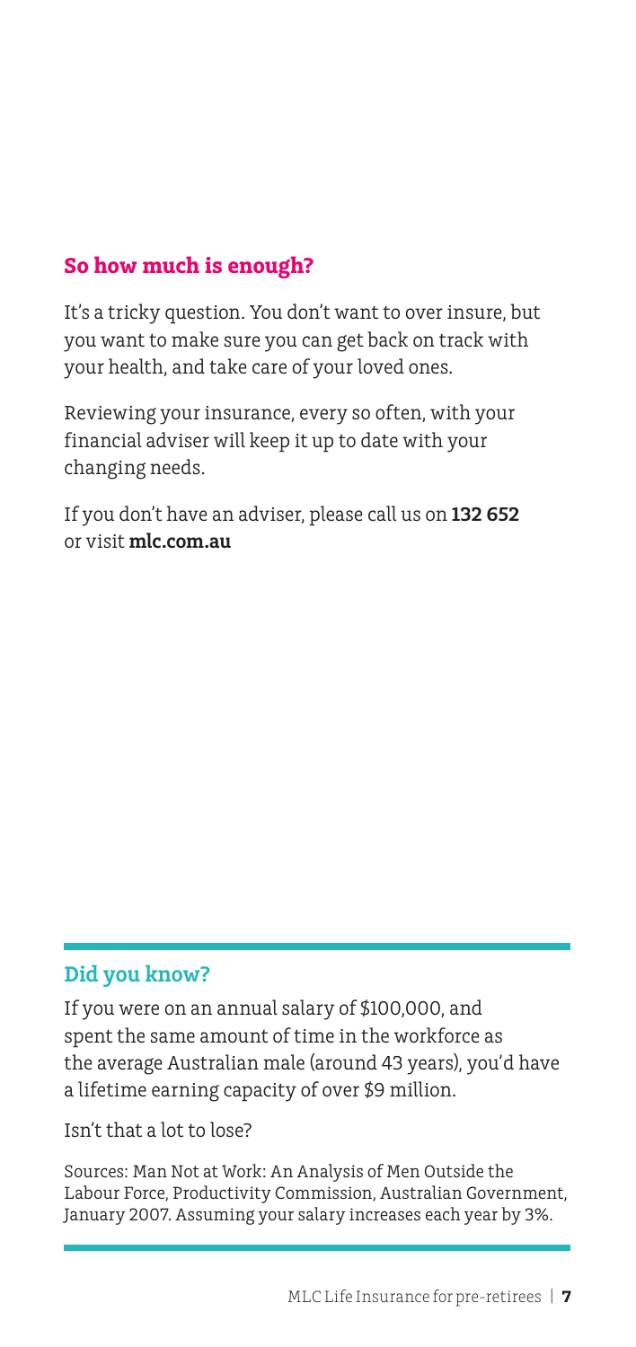## So how much is enough?

It's a tricky question. You don't want to over insure, but you want to make sure you can get back on track with your health, and take care of your loved ones.

Reviewing your insurance, every so often, with your financial adviser will keep it up to date with your changing needs.

If you don't have an adviser, please call us on **132 652** or visit **mlc.com.au**

### Did you know?

If you were on an annual salary of $100,000, and spent the same amount of time in the workforce as the average Australian male (around 43 years), you'd have a lifetime earning capacity of over $9 million.

Isn't that a lot to lose?

Sources: Man Not at Work: An Analysis of Men Outside the Labour Force, Productivity Commission, Australian Government, January 2007. Assuming your salary increases each year by 3%.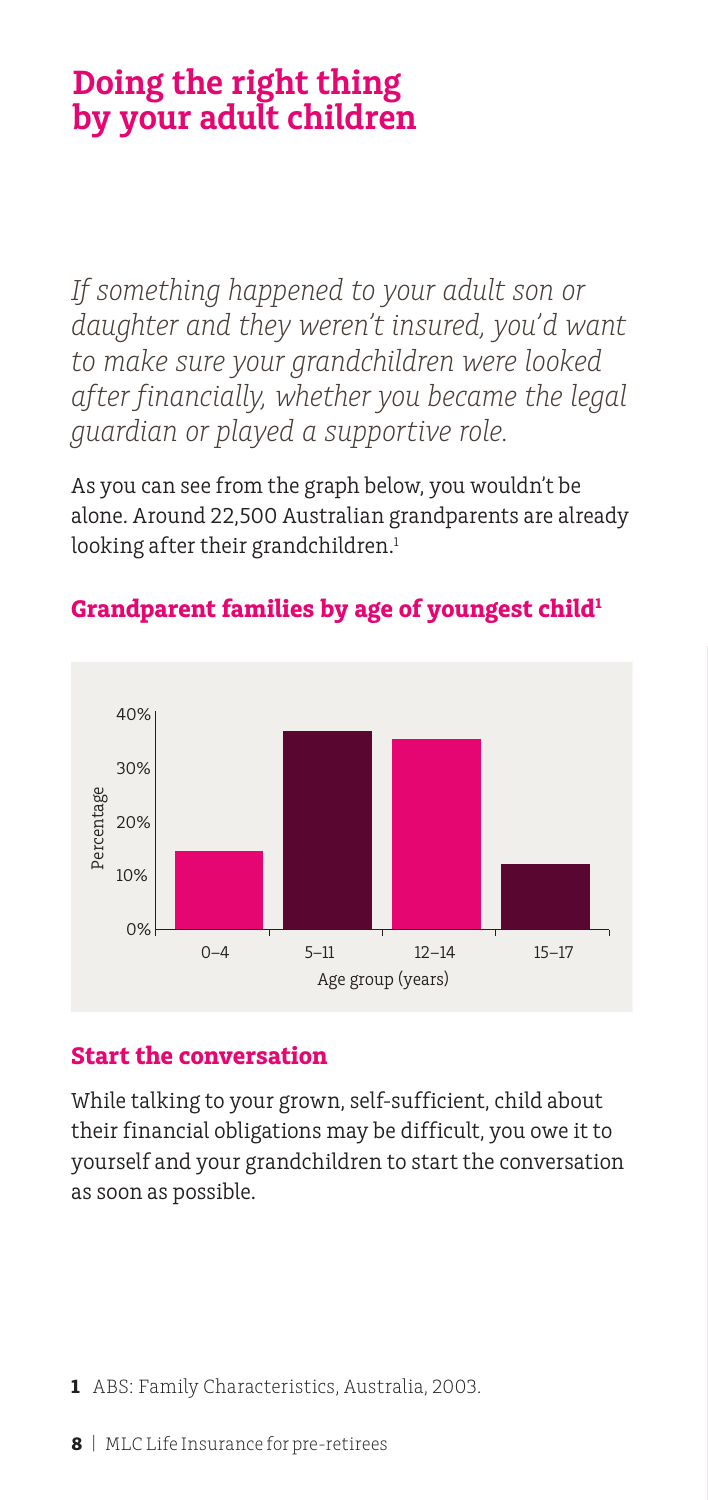# Doing the right thing by your adult children

*If something happened to your adult son or daughter and they weren't insured, you'd want to make sure your grandchildren were looked after financially, whether you became the legal guardian or played a supportive role.*

As you can see from the graph below, you wouldn't be alone. Around 22,500 Australian grandparents are already looking after their grandchildren.[1]

### Grandparent families by age of youngest child[1]

### Start the conversation

While talking to your grown, self-sufficient, child about their financial obligations may be difficult, you owe it to yourself and your grandchildren to start the conversation as soon as possible.

**1** ABS: Family Characteristics, Australia, 2003.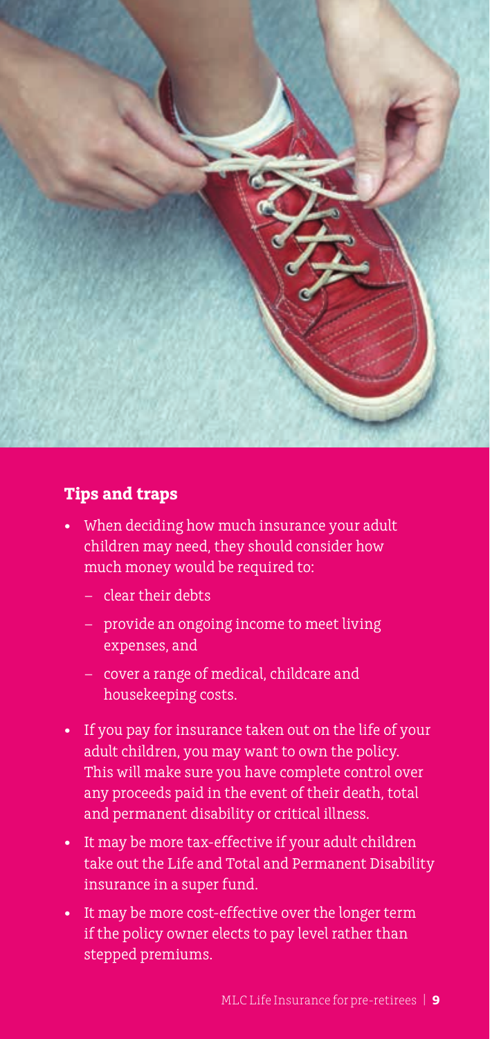## Tips and traps

- When deciding how much insurance your adult children may need, they should consider how much money would be required to:
  - clear their debts
  - provide an ongoing income to meet living expenses, and
  - cover a range of medical, childcare and housekeeping costs.
- If you pay for insurance taken out on the life of your adult children, you may want to own the policy. This will make sure you have complete control over any proceeds paid in the event of their death, total and permanent disability or critical illness.
- It may be more tax-effective if your adult children take out the Life and Total and Permanent Disability insurance in a super fund.
- It may be more cost-effective over the longer term if the policy owner elects to pay level rather than stepped premiums.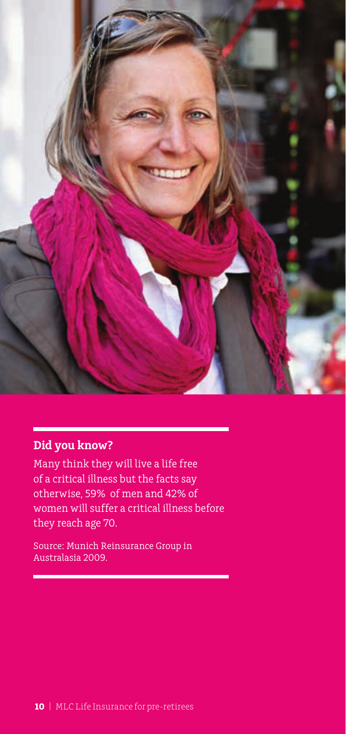## Did you know?

Many think they will live a life free of a critical illness but the facts say otherwise, 59% of men and 42% of women will suffer a critical illness before they reach age 70.

Source: Munich Reinsurance Group in Australasia 2009.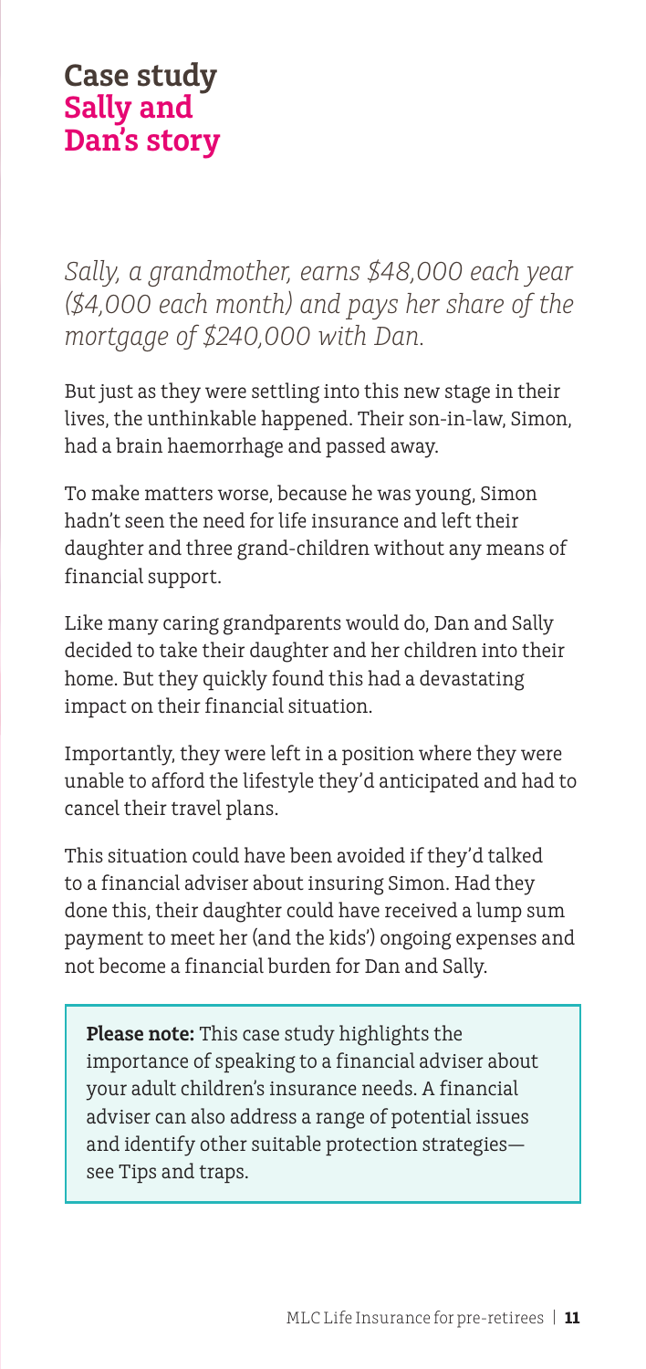# Case study
## Sally and Dan's story

*Sally, a grandmother, earns $48,000 each year ($4,000 each month) and pays her share of the mortgage of $240,000 with Dan.*

But just as they were settling into this new stage in their lives, the unthinkable happened. Their son-in-law, Simon, had a brain haemorrhage and passed away.

To make matters worse, because he was young, Simon hadn't seen the need for life insurance and left their daughter and three grand-children without any means of financial support.

Like many caring grandparents would do, Dan and Sally decided to take their daughter and her children into their home. But they quickly found this had a devastating impact on their financial situation.

Importantly, they were left in a position where they were unable to afford the lifestyle they'd anticipated and had to cancel their travel plans.

This situation could have been avoided if they'd talked to a financial adviser about insuring Simon. Had they done this, their daughter could have received a lump sum payment to meet her (and the kids') ongoing expenses and not become a financial burden for Dan and Sally.

**Please note:** This case study highlights the importance of speaking to a financial adviser about your adult children's insurance needs. A financial adviser can also address a range of potential issues and identify other suitable protection strategies—see Tips and traps.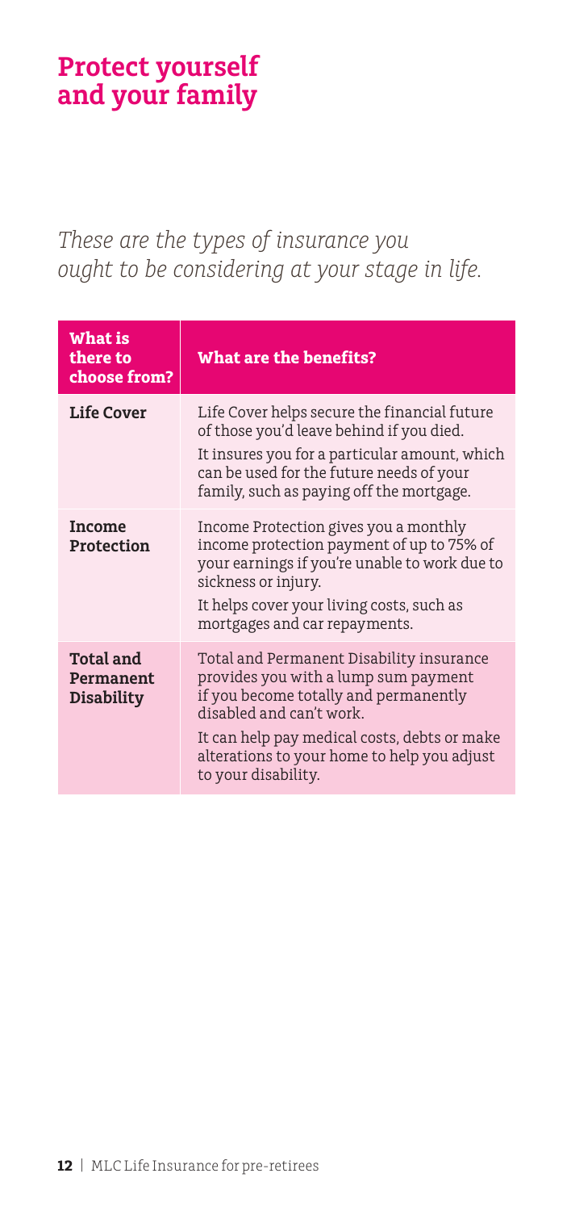# Protect yourself and your family

*These are the types of insurance you ought to be considering at your stage in life.*

| What is there to choose from? | What are the benefits? |
|---|---|
| **Life Cover** | Life Cover helps secure the financial future of those you'd leave behind if you died.<br>It insures you for a particular amount, which can be used for the future needs of your family, such as paying off the mortgage. |
| **Income Protection** | Income Protection gives you a monthly income protection payment of up to 75% of your earnings if you're unable to work due to sickness or injury.<br>It helps cover your living costs, such as mortgages and car repayments. |
| **Total and Permanent Disability** | Total and Permanent Disability insurance provides you with a lump sum payment if you become totally and permanently disabled and can't work.<br>It can help pay medical costs, debts or make alterations to your home to help you adjust to your disability. |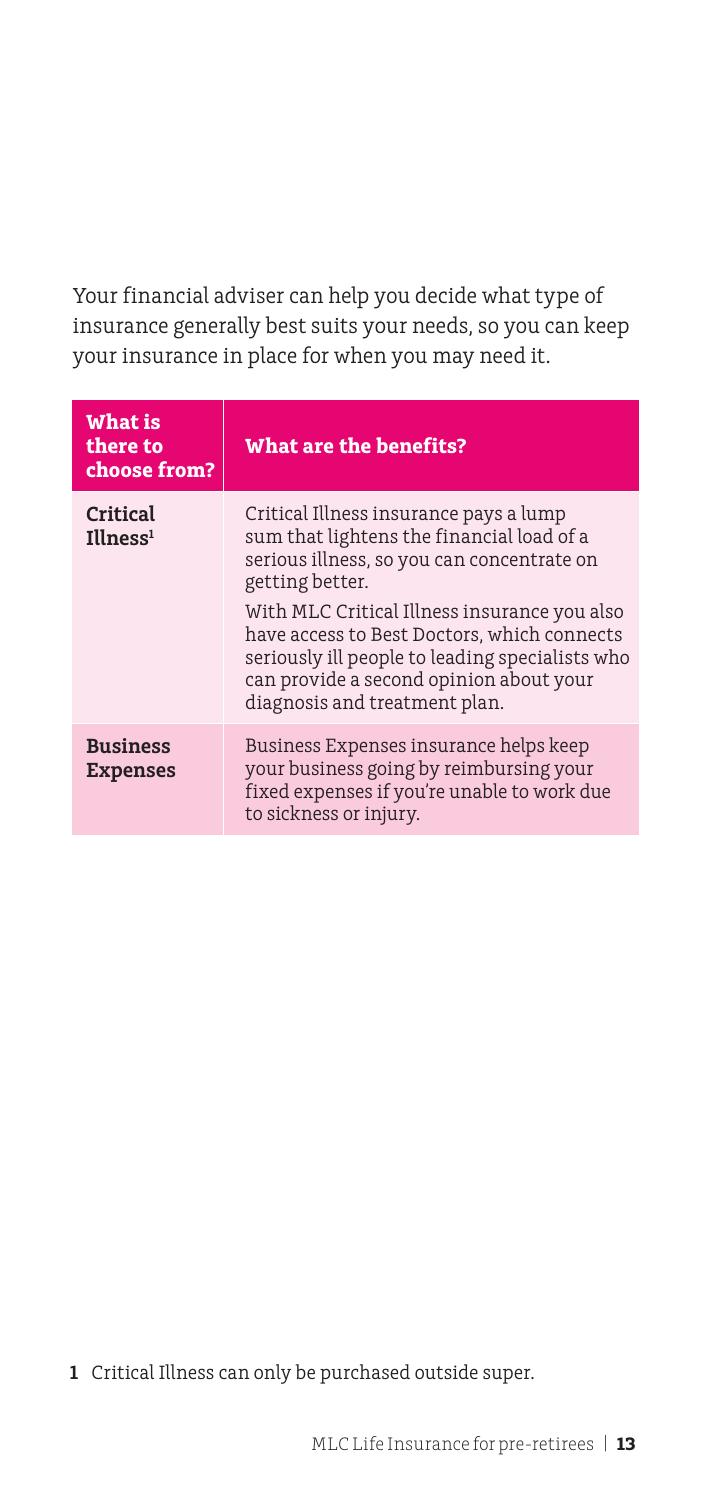Your financial adviser can help you decide what type of insurance generally best suits your needs, so you can keep your insurance in place for when you may need it.

| What is there to choose from? | What are the benefits? |
| --- | --- |
| **Critical Illness**[1] | Critical Illness insurance pays a lump sum that lightens the financial load of a serious illness, so you can concentrate on getting better.<br><br>With MLC Critical Illness insurance you also have access to Best Doctors, which connects seriously ill people to leading specialists who can provide a second opinion about your diagnosis and treatment plan. |
| **Business Expenses** | Business Expenses insurance helps keep your business going by reimbursing your fixed expenses if you're unable to work due to sickness or injury. |

**1** Critical Illness can only be purchased outside super.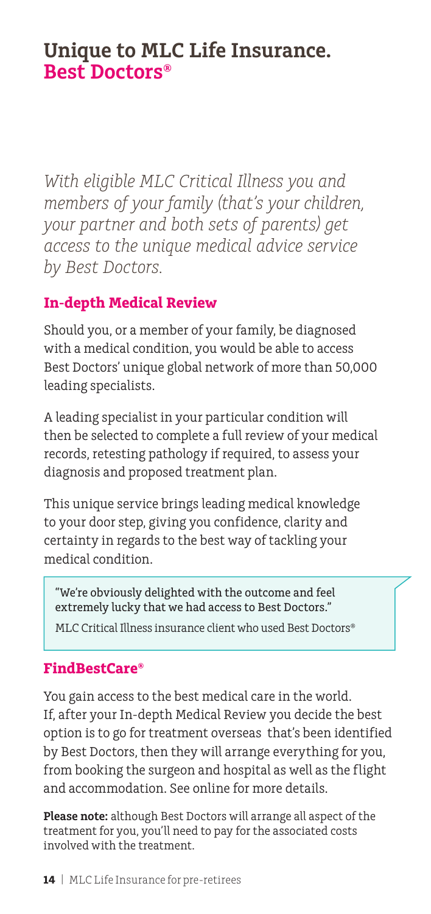# Unique to MLC Life Insurance. Best Doctors®

*With eligible MLC Critical Illness you and members of your family (that's your children, your partner and both sets of parents) get access to the unique medical advice service by Best Doctors.*

## In-depth Medical Review

Should you, or a member of your family, be diagnosed with a medical condition, you would be able to access Best Doctors' unique global network of more than 50,000 leading specialists.

A leading specialist in your particular condition will then be selected to complete a full review of your medical records, retesting pathology if required, to assess your diagnosis and proposed treatment plan.

This unique service brings leading medical knowledge to your door step, giving you confidence, clarity and certainty in regards to the best way of tackling your medical condition.

> "We're obviously delighted with the outcome and feel extremely lucky that we had access to Best Doctors."
>
> MLC Critical Illness insurance client who used Best Doctors®

## FindBestCare®

You gain access to the best medical care in the world. If, after your In-depth Medical Review you decide the best option is to go for treatment overseas that's been identified by Best Doctors, then they will arrange everything for you, from booking the surgeon and hospital as well as the flight and accommodation. See online for more details.

**Please note:** although Best Doctors will arrange all aspect of the treatment for you, you'll need to pay for the associated costs involved with the treatment.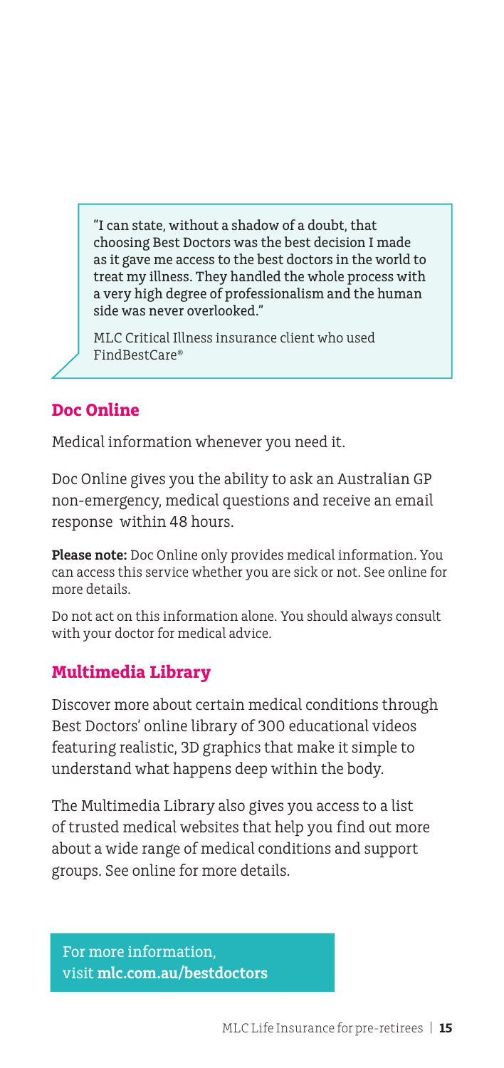> "I can state, without a shadow of a doubt, that choosing Best Doctors was the best decision I made as it gave me access to the best doctors in the world to treat my illness. They handled the whole process with a very high degree of professionalism and the human side was never overlooked."
>
> MLC Critical Illness insurance client who used FindBestCare®

## Doc Online

Medical information whenever you need it.

Doc Online gives you the ability to ask an Australian GP non-emergency, medical questions and receive an email response within 48 hours.

**Please note:** Doc Online only provides medical information. You can access this service whether you are sick or not. See online for more details.

Do not act on this information alone. You should always consult with your doctor for medical advice.

## Multimedia Library

Discover more about certain medical conditions through Best Doctors' online library of 300 educational videos featuring realistic, 3D graphics that make it simple to understand what happens deep within the body.

The Multimedia Library also gives you access to a list of trusted medical websites that help you find out more about a wide range of medical conditions and support groups. See online for more details.

For more information, visit **mlc.com.au/bestdoctors**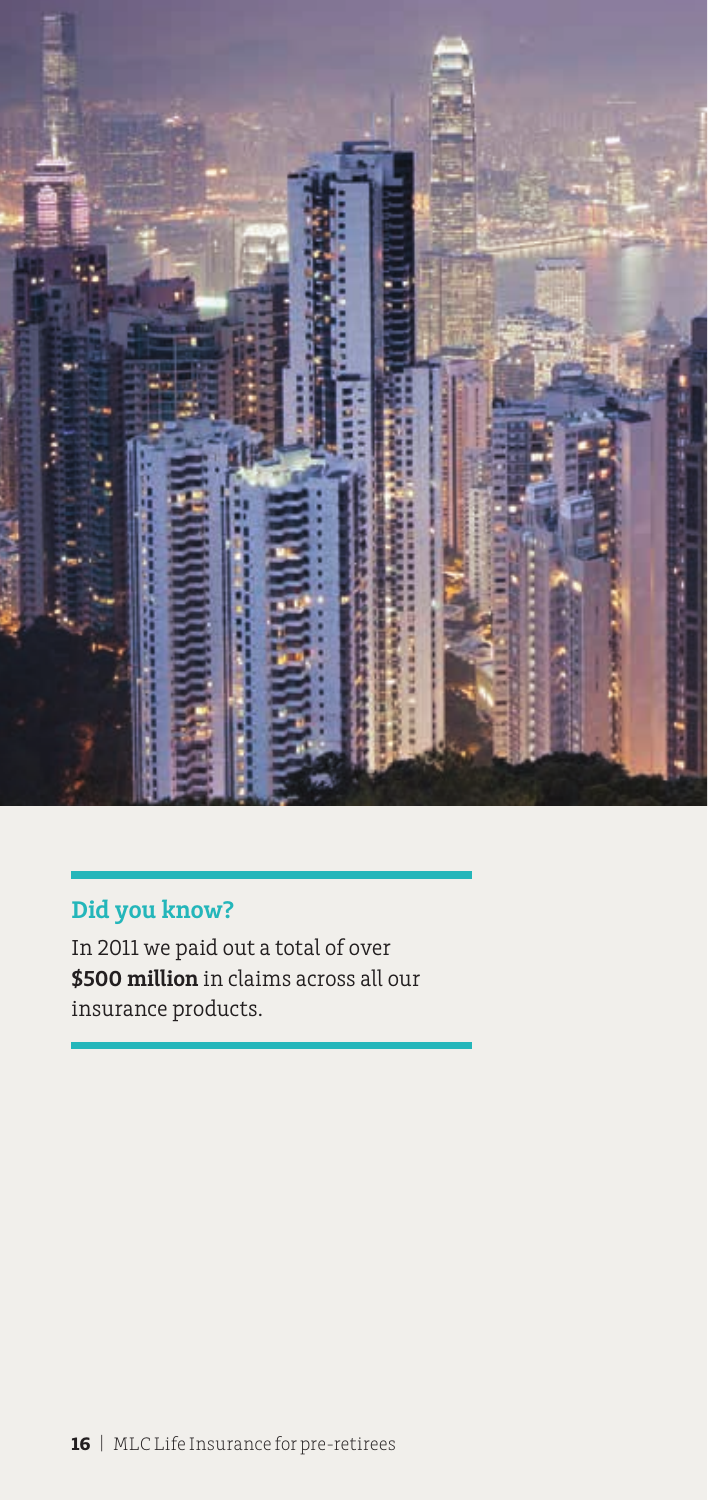### Did you know?

In 2011 we paid out a total of over **$500 million** in claims across all our insurance products.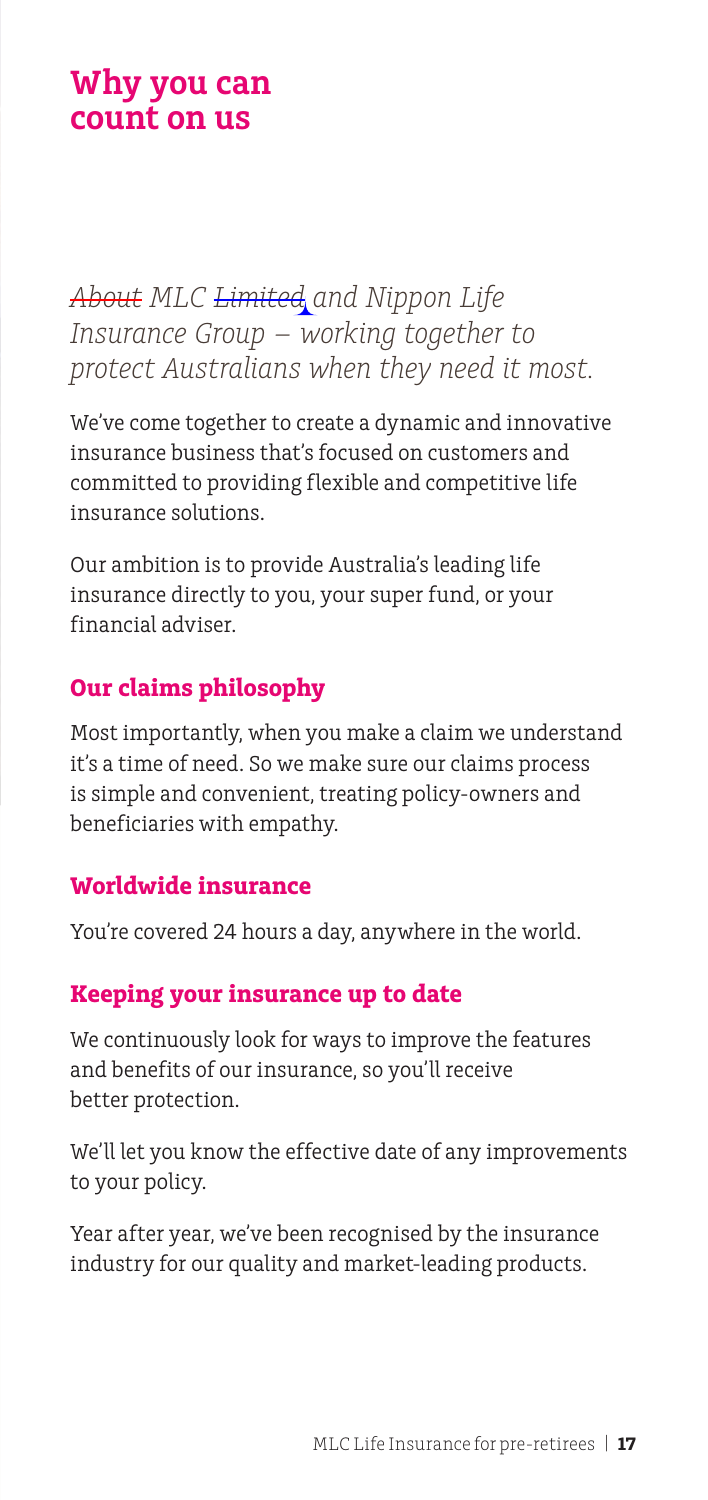# Why you can count on us

*~~About~~ MLC ~~Limited~~ and Nippon Life Insurance Group – working together to protect Australians when they need it most.*

We've come together to create a dynamic and innovative insurance business that's focused on customers and committed to providing flexible and competitive life insurance solutions.

Our ambition is to provide Australia's leading life insurance directly to you, your super fund, or your financial adviser.

## Our claims philosophy

Most importantly, when you make a claim we understand it's a time of need. So we make sure our claims process is simple and convenient, treating policy-owners and beneficiaries with empathy.

## Worldwide insurance

You're covered 24 hours a day, anywhere in the world.

## Keeping your insurance up to date

We continuously look for ways to improve the features and benefits of our insurance, so you'll receive better protection.

We'll let you know the effective date of any improvements to your policy.

Year after year, we've been recognised by the insurance industry for our quality and market-leading products.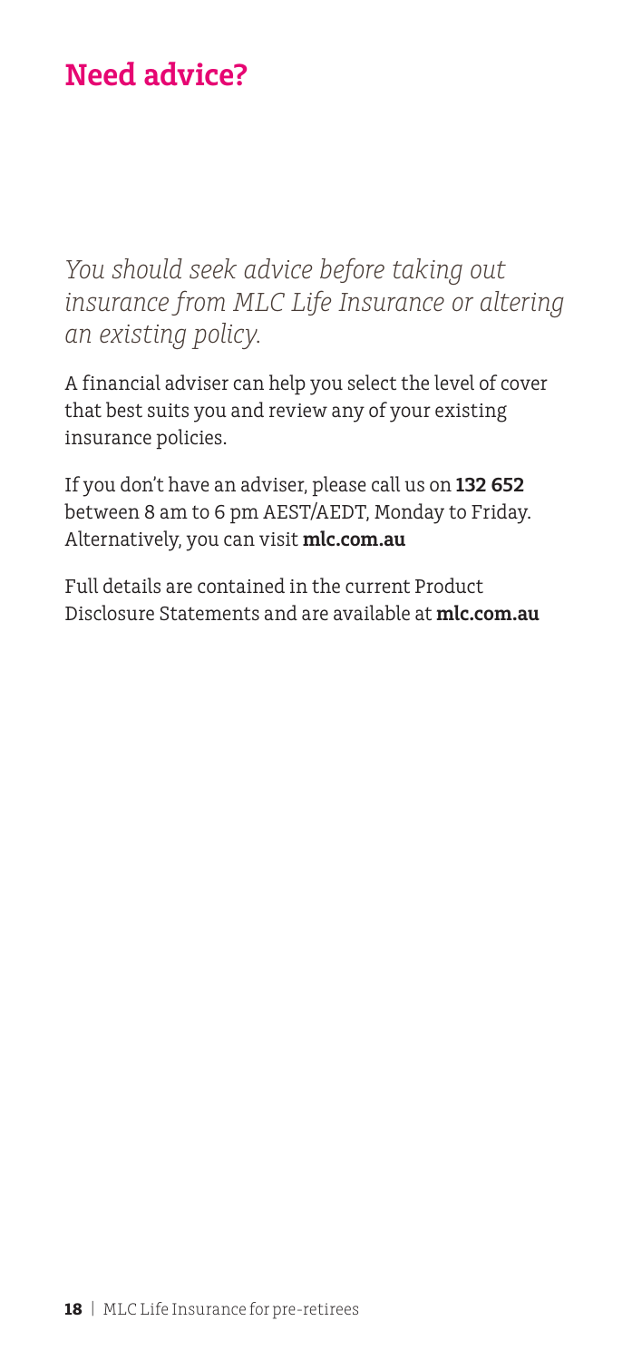## Need advice?

*You should seek advice before taking out insurance from MLC Life Insurance or altering an existing policy.*

A financial adviser can help you select the level of cover that best suits you and review any of your existing insurance policies.

If you don't have an adviser, please call us on **132 652** between 8 am to 6 pm AEST/AEDT, Monday to Friday. Alternatively, you can visit **mlc.com.au**

Full details are contained in the current Product Disclosure Statements and are available at **mlc.com.au**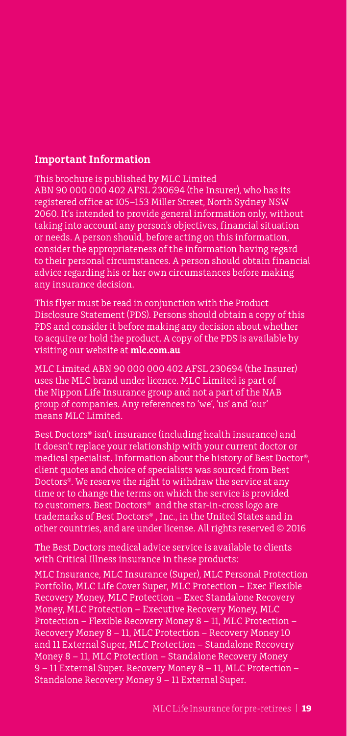## Important Information

This brochure is published by MLC Limited ABN 90 000 000 402 AFSL 230694 (the Insurer), who has its registered office at 105–153 Miller Street, North Sydney NSW 2060. It's intended to provide general information only, without taking into account any person's objectives, financial situation or needs. A person should, before acting on this information, consider the appropriateness of the information having regard to their personal circumstances. A person should obtain financial advice regarding his or her own circumstances before making any insurance decision.

This flyer must be read in conjunction with the Product Disclosure Statement (PDS). Persons should obtain a copy of this PDS and consider it before making any decision about whether to acquire or hold the product. A copy of the PDS is available by visiting our website at **mlc.com.au**

MLC Limited ABN 90 000 000 402 AFSL 230694 (the Insurer) uses the MLC brand under licence. MLC Limited is part of the Nippon Life Insurance group and not a part of the NAB group of companies. Any references to 'we', 'us' and 'our' means MLC Limited.

Best Doctors® isn't insurance (including health insurance) and it doesn't replace your relationship with your current doctor or medical specialist. Information about the history of Best Doctor®, client quotes and choice of specialists was sourced from Best Doctors®. We reserve the right to withdraw the service at any time or to change the terms on which the service is provided to customers. Best Doctors® and the star-in-cross logo are trademarks of Best Doctors®, Inc., in the United States and in other countries, and are under license. All rights reserved © 2016

The Best Doctors medical advice service is available to clients with Critical Illness insurance in these products:

MLC Insurance, MLC Insurance (Super), MLC Personal Protection Portfolio, MLC Life Cover Super, MLC Protection – Exec Flexible Recovery Money, MLC Protection – Exec Standalone Recovery Money, MLC Protection – Executive Recovery Money, MLC Protection – Flexible Recovery Money 8 – 11, MLC Protection – Recovery Money 8 – 11, MLC Protection – Recovery Money 10 and 11 External Super, MLC Protection – Standalone Recovery Money 8 – 11, MLC Protection – Standalone Recovery Money 9 – 11 External Super. Recovery Money 8 – 11, MLC Protection – Standalone Recovery Money 9 – 11 External Super.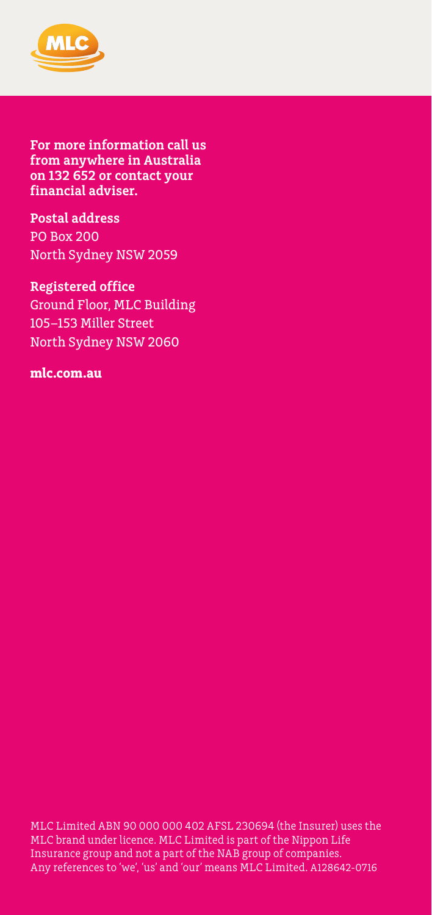**For more information call us from anywhere in Australia on 132 652 or contact your financial adviser.**

**Postal address**
PO Box 200
North Sydney NSW 2059

**Registered office**
Ground Floor, MLC Building
105–153 Miller Street
North Sydney NSW 2060

**mlc.com.au**

MLC Limited ABN 90 000 000 402 AFSL 230694 (the Insurer) uses the MLC brand under licence. MLC Limited is part of the Nippon Life Insurance group and not a part of the NAB group of companies. Any references to 'we', 'us' and 'our' means MLC Limited. A128642-0716